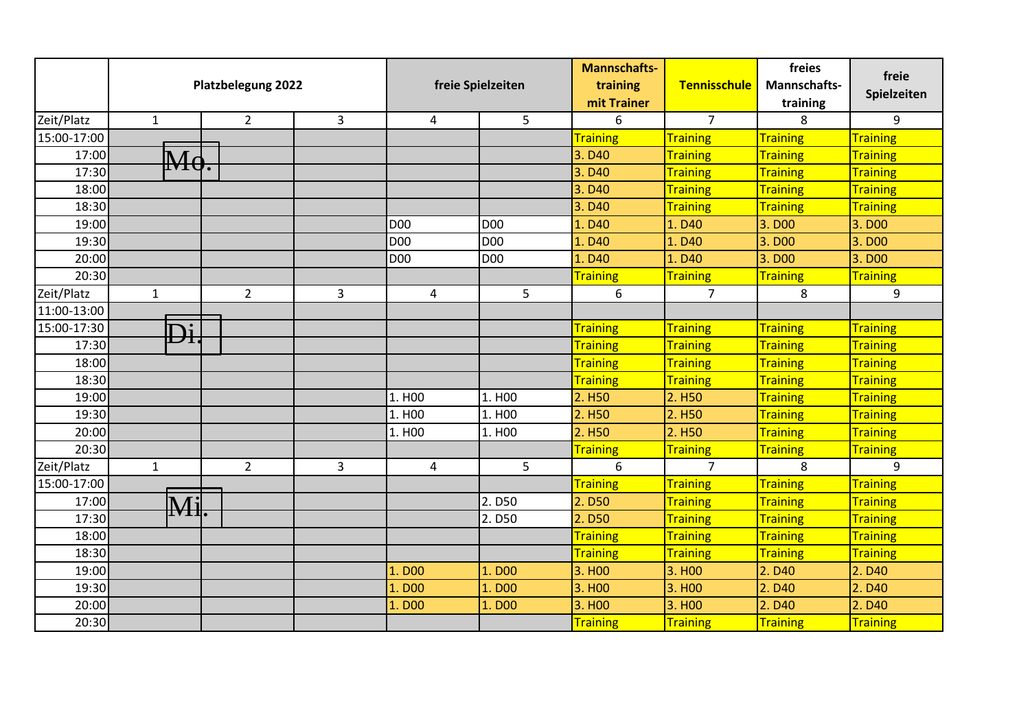|  | Platzbelegung 2022 | | | freie Spielzeiten | | Mannschafts-training mit Trainer | Tennisschule | freies Mannschafts-training | freie Spielzeiten |
|---|---|---|---|---|---|---|---|---|---|
| Zeit/Platz | 1 | 2 | 3 | 4 | 5 | 6 | 7 | 8 | 9 |
| 15:00-17:00 |  |  |  |  |  | Training | Training | Training | Training |
| 17:00 | Mo. |  |  |  |  | 3. D40 | Training | Training | Training |
| 17:30 |  |  |  |  |  | 3. D40 | Training | Training | Training |
| 18:00 |  |  |  |  |  | 3. D40 | Training | Training | Training |
| 18:30 |  |  |  |  |  | 3. D40 | Training | Training | Training |
| 19:00 |  |  |  | D00 | D00 | 1. D40 | 1. D40 | 3. D00 | 3. D00 |
| 19:30 |  |  |  | D00 | D00 | 1. D40 | 1. D40 | 3. D00 | 3. D00 |
| 20:00 |  |  |  | D00 | D00 | 1. D40 | 1. D40 | 3. D00 | 3. D00 |
| 20:30 |  |  |  |  |  | Training | Training | Training | Training |
| Zeit/Platz | 1 | 2 | 3 | 4 | 5 | 6 | 7 | 8 | 9 |
| 11:00-13:00 |  |  |  |  |  |  |  |  |  |
| 15:00-17:30 | Di. |  |  |  |  | Training | Training | Training | Training |
| 17:30 |  |  |  |  |  | Training | Training | Training | Training |
| 18:00 |  |  |  |  |  | Training | Training | Training | Training |
| 18:30 |  |  |  |  |  | Training | Training | Training | Training |
| 19:00 |  |  |  | 1. H00 | 1. H00 | 2. H50 | 2. H50 | Training | Training |
| 19:30 |  |  |  | 1. H00 | 1. H00 | 2. H50 | 2. H50 | Training | Training |
| 20:00 |  |  |  | 1. H00 | 1. H00 | 2. H50 | 2. H50 | Training | Training |
| 20:30 |  |  |  |  |  | Training | Training | Training | Training |
| Zeit/Platz | 1 | 2 | 3 | 4 | 5 | 6 | 7 | 8 | 9 |
| 15:00-17:00 |  |  |  |  |  | Training | Training | Training | Training |
| 17:00 | Mi. |  |  |  | 2. D50 | 2. D50 | Training | Training | Training |
| 17:30 |  |  |  |  | 2. D50 | 2. D50 | Training | Training | Training |
| 18:00 |  |  |  |  |  | Training | Training | Training | Training |
| 18:30 |  |  |  |  |  | Training | Training | Training | Training |
| 19:00 |  |  |  | 1. D00 | 1. D00 | 3. H00 | 3. H00 | 2. D40 | 2. D40 |
| 19:30 |  |  |  | 1. D00 | 1. D00 | 3. H00 | 3. H00 | 2. D40 | 2. D40 |
| 20:00 |  |  |  | 1. D00 | 1. D00 | 3. H00 | 3. H00 | 2. D40 | 2. D40 |
| 20:30 |  |  |  |  |  | Training | Training | Training | Training |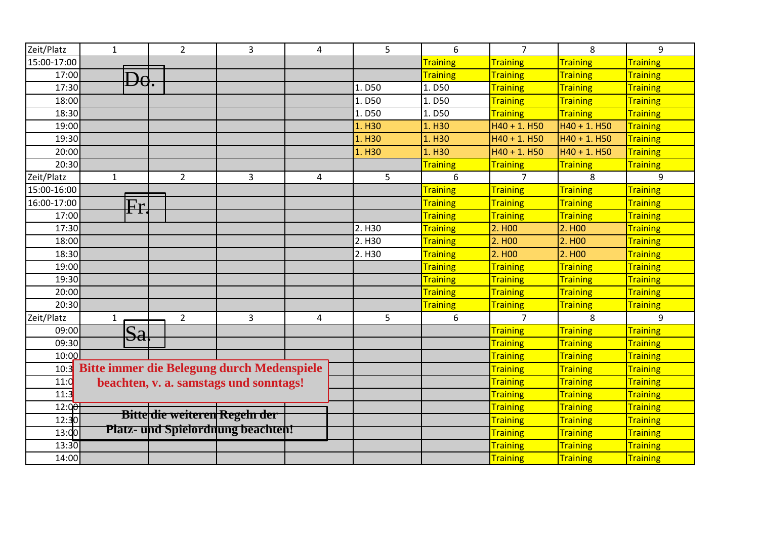**Do.**

| Zeit/Platz | 1 | 2 | 3 | 4 | 5 | 6 | 7 | 8 | 9 |
|---|---|---|---|---|---|---|---|---|---|
| 15:00-17:00 | | | | | | Training | Training | Training | Training |
| 17:00 | | | | | | Training | Training | Training | Training |
| 17:30 | | | | | 1. D50 | 1. D50 | Training | Training | Training |
| 18:00 | | | | | 1. D50 | 1. D50 | Training | Training | Training |
| 18:30 | | | | | 1. D50 | 1. D50 | Training | Training | Training |
| 19:00 | | | | | 1. H30 | 1. H30 | H40 + 1. H50 | H40 + 1. H50 | Training |
| 19:30 | | | | | 1. H30 | 1. H30 | H40 + 1. H50 | H40 + 1. H50 | Training |
| 20:00 | | | | | 1. H30 | 1. H30 | H40 + 1. H50 | H40 + 1. H50 | Training |
| 20:30 | | | | | | Training | Training | Training | Training |

**Fr.**

| Zeit/Platz | 1 | 2 | 3 | 4 | 5 | 6 | 7 | 8 | 9 |
|---|---|---|---|---|---|---|---|---|---|
| 15:00-16:00 | | | | | | Training | Training | Training | Training |
| 16:00-17:00 | | | | | | Training | Training | Training | Training |
| 17:00 | | | | | | Training | Training | Training | Training |
| 17:30 | | | | | 2. H30 | Training | 2. H00 | 2. H00 | Training |
| 18:00 | | | | | 2. H30 | Training | 2. H00 | 2. H00 | Training |
| 18:30 | | | | | 2. H30 | Training | 2. H00 | 2. H00 | Training |
| 19:00 | | | | | | Training | Training | Training | Training |
| 19:30 | | | | | | Training | Training | Training | Training |
| 20:00 | | | | | | Training | Training | Training | Training |
| 20:30 | | | | | | Training | Training | Training | Training |

**Sa.**

| Zeit/Platz | 1 | 2 | 3 | 4 | 5 | 6 | 7 | 8 | 9 |
|---|---|---|---|---|---|---|---|---|---|
| 09:00 | | | | | | | Training | Training | Training |
| 09:30 | | | | | | | Training | Training | Training |
| 10:00 | | | | | | | Training | Training | Training |
| 10:30 | | | | | | | Training | Training | Training |
| 11:00 | | | | | | | Training | Training | Training |
| 11:30 | | | | | | | Training | Training | Training |
| 12:00 | | | | | | | Training | Training | Training |
| 12:30 | | | | | | | Training | Training | Training |
| 13:00 | | | | | | | Training | Training | Training |
| 13:30 | | | | | | | Training | Training | Training |
| 14:00 | | | | | | | Training | Training | Training |

**Bitte immer die Belegung durch Medenspiele beachten, v. a. samstags und sonntags!**

**Bitte die weiteren Regeln der Platz- und Spielordnung beachten!**